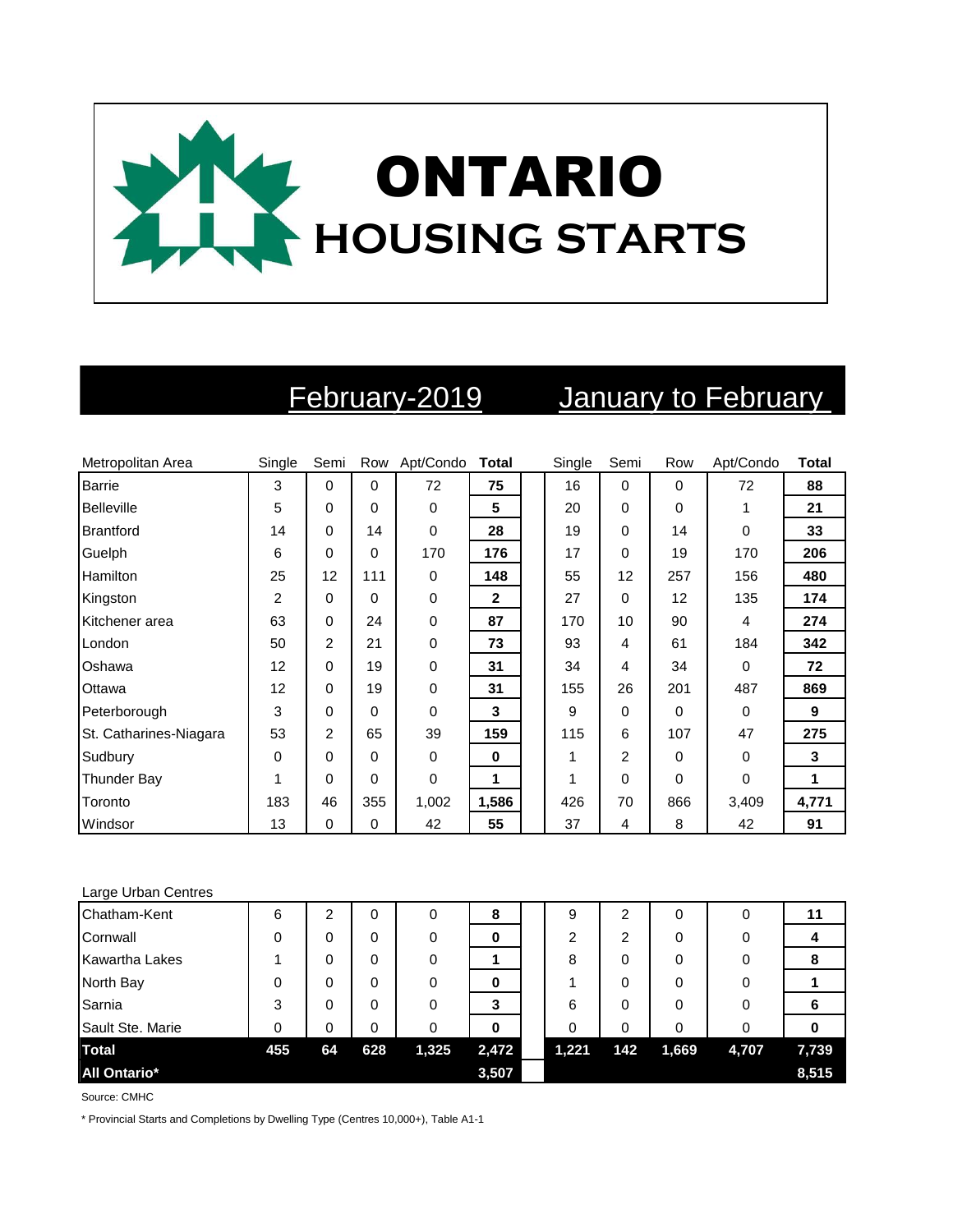# ONTARIO HOUSING STARTS

| | February-2019 | | | | | January to February | | | | |
|---|---|---|---|---|---|---|---|---|---|---|
| Metropolitan Area | Single | Semi | Row | Apt/Condo | **Total** | Single | Semi | Row | Apt/Condo | **Total** |
| Barrie | 3 | 0 | 0 | 72 | **75** | 16 | 0 | 0 | 72 | **88** |
| Belleville | 5 | 0 | 0 | 0 | **5** | 20 | 0 | 0 | 1 | **21** |
| Brantford | 14 | 0 | 14 | 0 | **28** | 19 | 0 | 14 | 0 | **33** |
| Guelph | 6 | 0 | 0 | 170 | **176** | 17 | 0 | 19 | 170 | **206** |
| Hamilton | 25 | 12 | 111 | 0 | **148** | 55 | 12 | 257 | 156 | **480** |
| Kingston | 2 | 0 | 0 | 0 | **2** | 27 | 0 | 12 | 135 | **174** |
| Kitchener area | 63 | 0 | 24 | 0 | **87** | 170 | 10 | 90 | 4 | **274** |
| London | 50 | 2 | 21 | 0 | **73** | 93 | 4 | 61 | 184 | **342** |
| Oshawa | 12 | 0 | 19 | 0 | **31** | 34 | 4 | 34 | 0 | **72** |
| Ottawa | 12 | 0 | 19 | 0 | **31** | 155 | 26 | 201 | 487 | **869** |
| Peterborough | 3 | 0 | 0 | 0 | **3** | 9 | 0 | 0 | 0 | **9** |
| St. Catharines-Niagara | 53 | 2 | 65 | 39 | **159** | 115 | 6 | 107 | 47 | **275** |
| Sudbury | 0 | 0 | 0 | 0 | **0** | 1 | 2 | 0 | 0 | **3** |
| Thunder Bay | 1 | 0 | 0 | 0 | **1** | 1 | 0 | 0 | 0 | **1** |
| Toronto | 183 | 46 | 355 | 1,002 | **1,586** | 426 | 70 | 866 | 3,409 | **4,771** |
| Windsor | 13 | 0 | 0 | 42 | **55** | 37 | 4 | 8 | 42 | **91** |
| Large Urban Centres | | | | | | | | | | |
| Chatham-Kent | 6 | 2 | 0 | 0 | **8** | 9 | 2 | 0 | 0 | **11** |
| Cornwall | 0 | 0 | 0 | 0 | **0** | 2 | 2 | 0 | 0 | **4** |
| Kawartha Lakes | 1 | 0 | 0 | 0 | **1** | 8 | 0 | 0 | 0 | **8** |
| North Bay | 0 | 0 | 0 | 0 | **0** | 1 | 0 | 0 | 0 | **1** |
| Sarnia | 3 | 0 | 0 | 0 | **3** | 6 | 0 | 0 | 0 | **6** |
| Sault Ste. Marie | 0 | 0 | 0 | 0 | **0** | 0 | 0 | 0 | 0 | **0** |
| **Total** | **455** | **64** | **628** | **1,325** | **2,472** | **1,221** | **142** | **1,669** | **4,707** | **7,739** |
| **All Ontario*** | | | | | **3,507** | | | | | **8,515** |

Source: CMHC

* Provincial Starts and Completions by Dwelling Type (Centres 10,000+), Table A1-1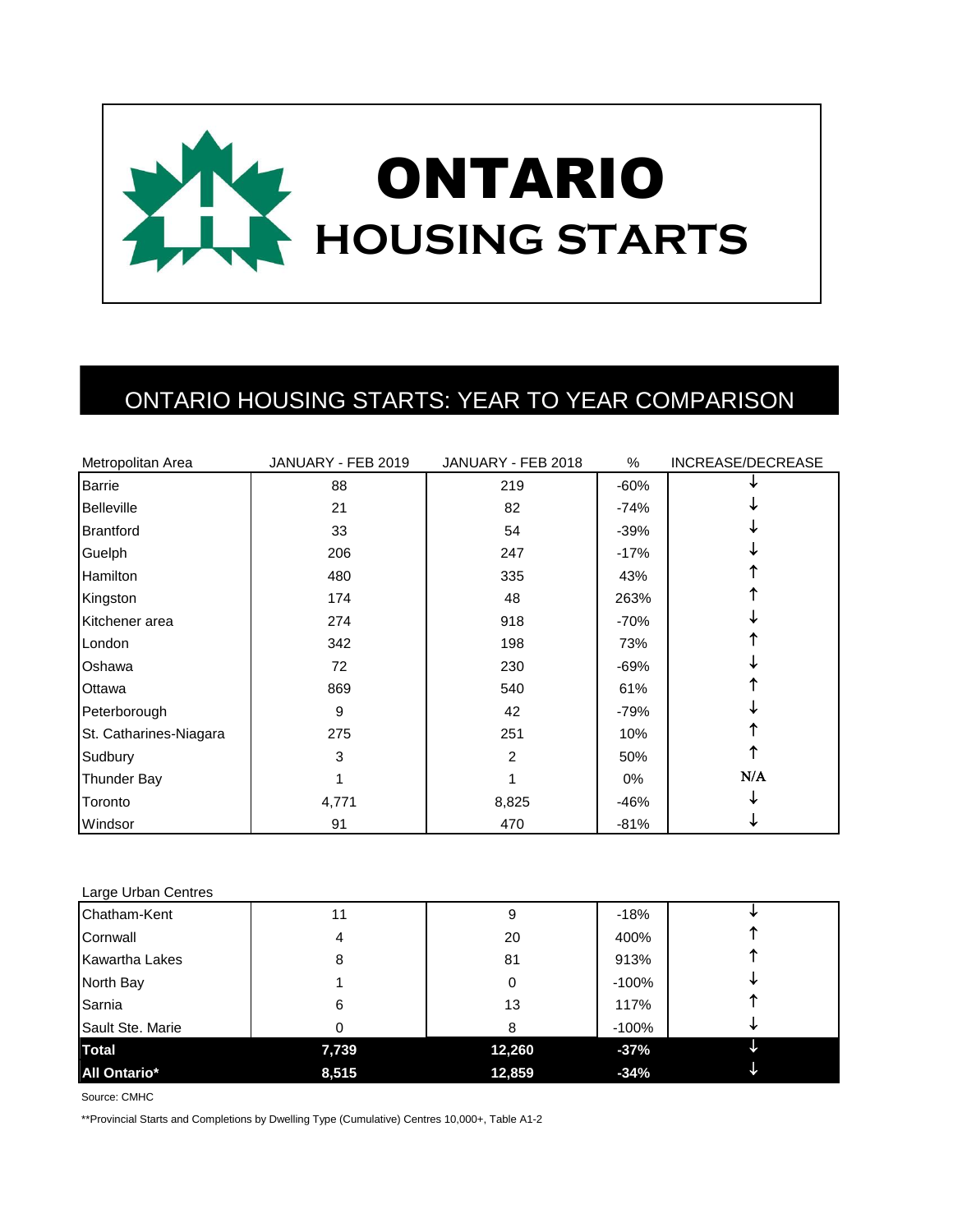# ONTARIO HOUSING STARTS

## ONTARIO HOUSING STARTS: YEAR TO YEAR COMPARISON

| Metropolitan Area | JANUARY - FEB 2019 | JANUARY - FEB 2018 | % | INCREASE/DECREASE |
|---|---|---|---|---|
| Barrie | 88 | 219 | -60% | ↓ |
| Belleville | 21 | 82 | -74% | ↓ |
| Brantford | 33 | 54 | -39% | ↓ |
| Guelph | 206 | 247 | -17% | ↓ |
| Hamilton | 480 | 335 | 43% | ↑ |
| Kingston | 174 | 48 | 263% | ↑ |
| Kitchener area | 274 | 918 | -70% | ↓ |
| London | 342 | 198 | 73% | ↑ |
| Oshawa | 72 | 230 | -69% | ↓ |
| Ottawa | 869 | 540 | 61% | ↑ |
| Peterborough | 9 | 42 | -79% | ↓ |
| St. Catharines-Niagara | 275 | 251 | 10% | ↑ |
| Sudbury | 3 | 2 | 50% | ↑ |
| Thunder Bay | 1 | 1 | 0% | N/A |
| Toronto | 4,771 | 8,825 | -46% | ↓ |
| Windsor | 91 | 470 | -81% | ↓ |

Large Urban Centres

| | | | | |
|---|---|---|---|---|
| Chatham-Kent | 11 | 9 | -18% | ↓ |
| Cornwall | 4 | 20 | 400% | ↑ |
| Kawartha Lakes | 8 | 81 | 913% | ↑ |
| North Bay | 1 | 0 | -100% | ↓ |
| Sarnia | 6 | 13 | 117% | ↑ |
| Sault Ste. Marie | 0 | 8 | -100% | ↓ |
| **Total** | **7,739** | **12,260** | **-37%** | ↓ |
| **All Ontario*** | **8,515** | **12,859** | **-34%** | ↓ |

Source: CMHC

**Provincial Starts and Completions by Dwelling Type (Cumulative) Centres 10,000+, Table A1-2